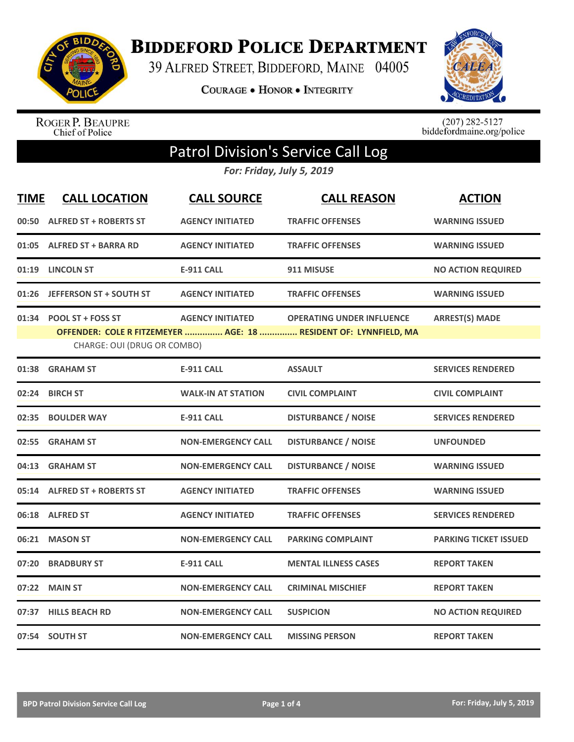# Biddeford Police Department

39 Alfred Street, Biddeford, Maine 04005

Courage • Honor • Integrity

Roger P. Beaupre
Chief of Police

(207) 282-5127
biddefordmaine.org/police

## Patrol Division's Service Call Log

*For: Friday, July 5, 2019*

| TIME | CALL LOCATION | CALL SOURCE | CALL REASON | ACTION |
|---|---|---|---|---|
| 00:50 | ALFRED ST + ROBERTS ST | AGENCY INITIATED | TRAFFIC OFFENSES | WARNING ISSUED |
| 01:05 | ALFRED ST + BARRA RD | AGENCY INITIATED | TRAFFIC OFFENSES | WARNING ISSUED |
| 01:19 | LINCOLN ST | E-911 CALL | 911 MISUSE | NO ACTION REQUIRED |
| 01:26 | JEFFERSON ST + SOUTH ST | AGENCY INITIATED | TRAFFIC OFFENSES | WARNING ISSUED |
| 01:34 | POOL ST + FOSS ST | AGENCY INITIATED | OPERATING UNDER INFLUENCE | ARREST(S) MADE |
| | OFFENDER: COLE R FITZEMEYER ............... AGE: 18 ............... RESIDENT OF: LYNNFIELD, MA | | | |
| | CHARGE: OUI (DRUG OR COMBO) | | | |
| 01:38 | GRAHAM ST | E-911 CALL | ASSAULT | SERVICES RENDERED |
| 02:24 | BIRCH ST | WALK-IN AT STATION | CIVIL COMPLAINT | CIVIL COMPLAINT |
| 02:35 | BOULDER WAY | E-911 CALL | DISTURBANCE / NOISE | SERVICES RENDERED |
| 02:55 | GRAHAM ST | NON-EMERGENCY CALL | DISTURBANCE / NOISE | UNFOUNDED |
| 04:13 | GRAHAM ST | NON-EMERGENCY CALL | DISTURBANCE / NOISE | WARNING ISSUED |
| 05:14 | ALFRED ST + ROBERTS ST | AGENCY INITIATED | TRAFFIC OFFENSES | WARNING ISSUED |
| 06:18 | ALFRED ST | AGENCY INITIATED | TRAFFIC OFFENSES | SERVICES RENDERED |
| 06:21 | MASON ST | NON-EMERGENCY CALL | PARKING COMPLAINT | PARKING TICKET ISSUED |
| 07:20 | BRADBURY ST | E-911 CALL | MENTAL ILLNESS CASES | REPORT TAKEN |
| 07:22 | MAIN ST | NON-EMERGENCY CALL | CRIMINAL MISCHIEF | REPORT TAKEN |
| 07:37 | HILLS BEACH RD | NON-EMERGENCY CALL | SUSPICION | NO ACTION REQUIRED |
| 07:54 | SOUTH ST | NON-EMERGENCY CALL | MISSING PERSON | REPORT TAKEN |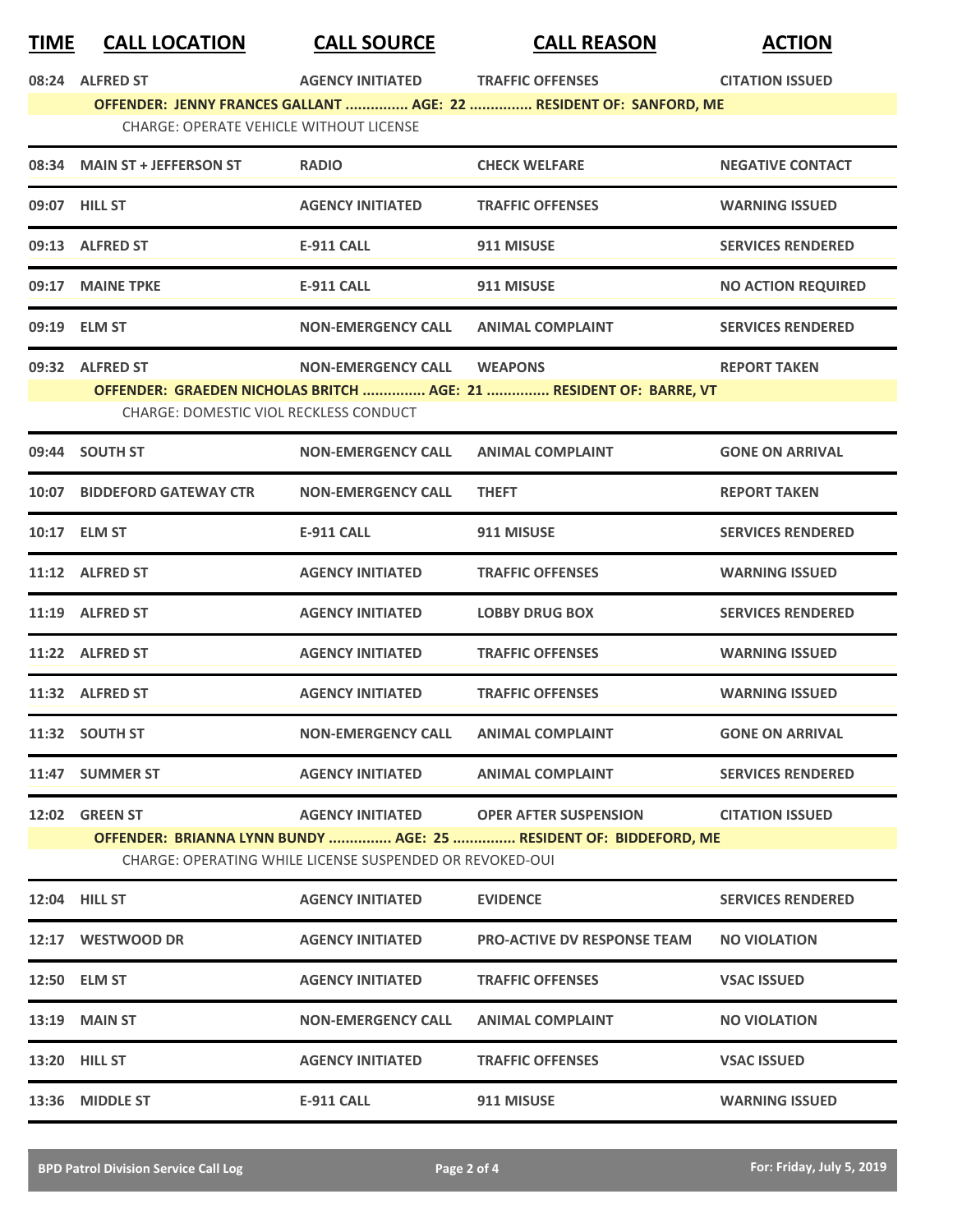| TIME | CALL LOCATION | CALL SOURCE | CALL REASON | ACTION |
|---|---|---|---|---|
| 08:24 | ALFRED ST | AGENCY INITIATED | TRAFFIC OFFENSES | CITATION ISSUED |
| | **OFFENDER: JENNY FRANCES GALLANT ............... AGE: 22 ............... RESIDENT OF: SANFORD, ME** | | | |
| | CHARGE: OPERATE VEHICLE WITHOUT LICENSE | | | |
| 08:34 | MAIN ST + JEFFERSON ST | RADIO | CHECK WELFARE | NEGATIVE CONTACT |
| 09:07 | HILL ST | AGENCY INITIATED | TRAFFIC OFFENSES | WARNING ISSUED |
| 09:13 | ALFRED ST | E-911 CALL | 911 MISUSE | SERVICES RENDERED |
| 09:17 | MAINE TPKE | E-911 CALL | 911 MISUSE | NO ACTION REQUIRED |
| 09:19 | ELM ST | NON-EMERGENCY CALL | ANIMAL COMPLAINT | SERVICES RENDERED |
| 09:32 | ALFRED ST | NON-EMERGENCY CALL | WEAPONS | REPORT TAKEN |
| | **OFFENDER: GRAEDEN NICHOLAS BRITCH ............... AGE: 21 ............... RESIDENT OF: BARRE, VT** | | | |
| | CHARGE: DOMESTIC VIOL RECKLESS CONDUCT | | | |
| 09:44 | SOUTH ST | NON-EMERGENCY CALL | ANIMAL COMPLAINT | GONE ON ARRIVAL |
| 10:07 | BIDDEFORD GATEWAY CTR | NON-EMERGENCY CALL | THEFT | REPORT TAKEN |
| 10:17 | ELM ST | E-911 CALL | 911 MISUSE | SERVICES RENDERED |
| 11:12 | ALFRED ST | AGENCY INITIATED | TRAFFIC OFFENSES | WARNING ISSUED |
| 11:19 | ALFRED ST | AGENCY INITIATED | LOBBY DRUG BOX | SERVICES RENDERED |
| 11:22 | ALFRED ST | AGENCY INITIATED | TRAFFIC OFFENSES | WARNING ISSUED |
| 11:32 | ALFRED ST | AGENCY INITIATED | TRAFFIC OFFENSES | WARNING ISSUED |
| 11:32 | SOUTH ST | NON-EMERGENCY CALL | ANIMAL COMPLAINT | GONE ON ARRIVAL |
| 11:47 | SUMMER ST | AGENCY INITIATED | ANIMAL COMPLAINT | SERVICES RENDERED |
| 12:02 | GREEN ST | AGENCY INITIATED | OPER AFTER SUSPENSION | CITATION ISSUED |
| | **OFFENDER: BRIANNA LYNN BUNDY ............... AGE: 25 ............... RESIDENT OF: BIDDEFORD, ME** | | | |
| | CHARGE: OPERATING WHILE LICENSE SUSPENDED OR REVOKED-OUI | | | |
| 12:04 | HILL ST | AGENCY INITIATED | EVIDENCE | SERVICES RENDERED |
| 12:17 | WESTWOOD DR | AGENCY INITIATED | PRO-ACTIVE DV RESPONSE TEAM | NO VIOLATION |
| 12:50 | ELM ST | AGENCY INITIATED | TRAFFIC OFFENSES | VSAC ISSUED |
| 13:19 | MAIN ST | NON-EMERGENCY CALL | ANIMAL COMPLAINT | NO VIOLATION |
| 13:20 | HILL ST | AGENCY INITIATED | TRAFFIC OFFENSES | VSAC ISSUED |
| 13:36 | MIDDLE ST | E-911 CALL | 911 MISUSE | WARNING ISSUED |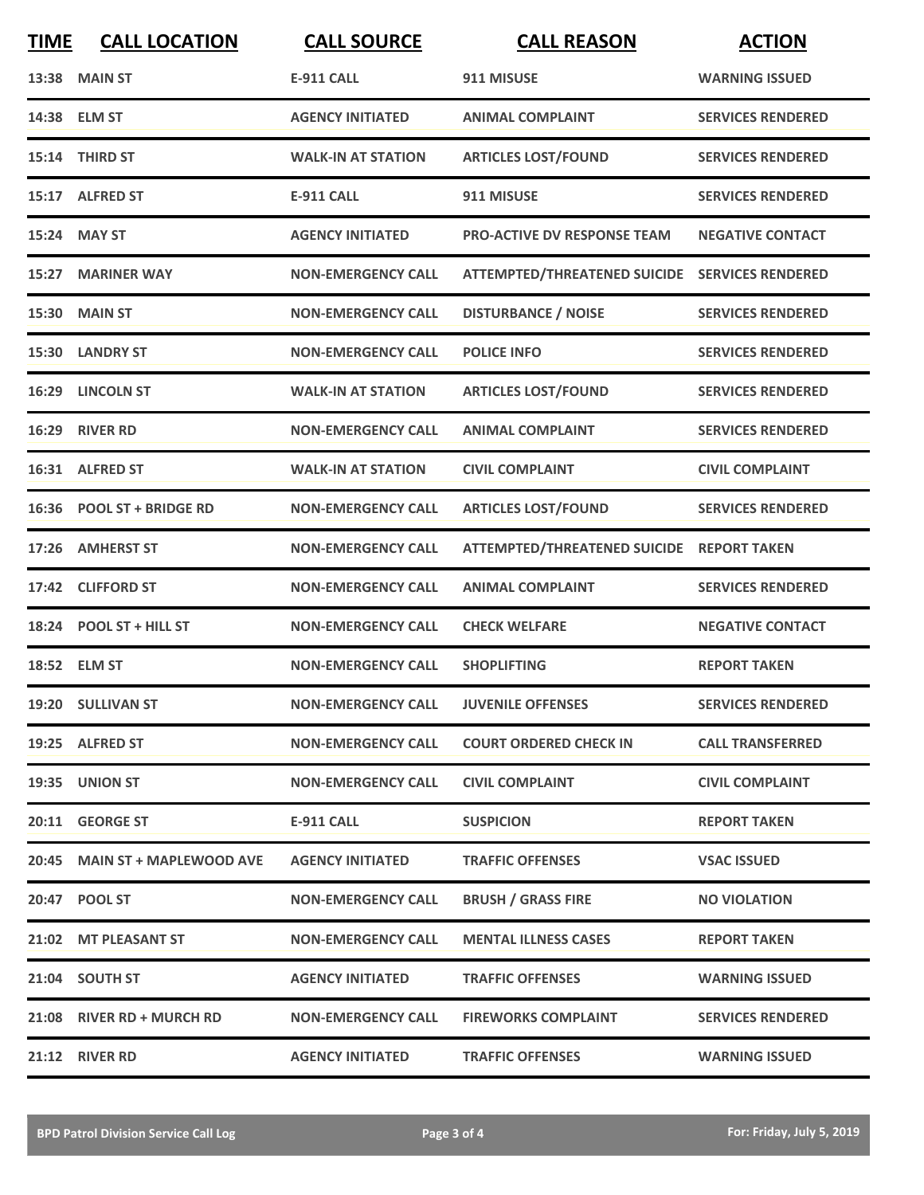| TIME | CALL LOCATION | CALL SOURCE | CALL REASON | ACTION |
| --- | --- | --- | --- | --- |
| 13:38 | MAIN ST | E-911 CALL | 911 MISUSE | WARNING ISSUED |
| 14:38 | ELM ST | AGENCY INITIATED | ANIMAL COMPLAINT | SERVICES RENDERED |
| 15:14 | THIRD ST | WALK-IN AT STATION | ARTICLES LOST/FOUND | SERVICES RENDERED |
| 15:17 | ALFRED ST | E-911 CALL | 911 MISUSE | SERVICES RENDERED |
| 15:24 | MAY ST | AGENCY INITIATED | PRO-ACTIVE DV RESPONSE TEAM | NEGATIVE CONTACT |
| 15:27 | MARINER WAY | NON-EMERGENCY CALL | ATTEMPTED/THREATENED SUICIDE | SERVICES RENDERED |
| 15:30 | MAIN ST | NON-EMERGENCY CALL | DISTURBANCE / NOISE | SERVICES RENDERED |
| 15:30 | LANDRY ST | NON-EMERGENCY CALL | POLICE INFO | SERVICES RENDERED |
| 16:29 | LINCOLN ST | WALK-IN AT STATION | ARTICLES LOST/FOUND | SERVICES RENDERED |
| 16:29 | RIVER RD | NON-EMERGENCY CALL | ANIMAL COMPLAINT | SERVICES RENDERED |
| 16:31 | ALFRED ST | WALK-IN AT STATION | CIVIL COMPLAINT | CIVIL COMPLAINT |
| 16:36 | POOL ST + BRIDGE RD | NON-EMERGENCY CALL | ARTICLES LOST/FOUND | SERVICES RENDERED |
| 17:26 | AMHERST ST | NON-EMERGENCY CALL | ATTEMPTED/THREATENED SUICIDE | REPORT TAKEN |
| 17:42 | CLIFFORD ST | NON-EMERGENCY CALL | ANIMAL COMPLAINT | SERVICES RENDERED |
| 18:24 | POOL ST + HILL ST | NON-EMERGENCY CALL | CHECK WELFARE | NEGATIVE CONTACT |
| 18:52 | ELM ST | NON-EMERGENCY CALL | SHOPLIFTING | REPORT TAKEN |
| 19:20 | SULLIVAN ST | NON-EMERGENCY CALL | JUVENILE OFFENSES | SERVICES RENDERED |
| 19:25 | ALFRED ST | NON-EMERGENCY CALL | COURT ORDERED CHECK IN | CALL TRANSFERRED |
| 19:35 | UNION ST | NON-EMERGENCY CALL | CIVIL COMPLAINT | CIVIL COMPLAINT |
| 20:11 | GEORGE ST | E-911 CALL | SUSPICION | REPORT TAKEN |
| 20:45 | MAIN ST + MAPLEWOOD AVE | AGENCY INITIATED | TRAFFIC OFFENSES | VSAC ISSUED |
| 20:47 | POOL ST | NON-EMERGENCY CALL | BRUSH / GRASS FIRE | NO VIOLATION |
| 21:02 | MT PLEASANT ST | NON-EMERGENCY CALL | MENTAL ILLNESS CASES | REPORT TAKEN |
| 21:04 | SOUTH ST | AGENCY INITIATED | TRAFFIC OFFENSES | WARNING ISSUED |
| 21:08 | RIVER RD + MURCH RD | NON-EMERGENCY CALL | FIREWORKS COMPLAINT | SERVICES RENDERED |
| 21:12 | RIVER RD | AGENCY INITIATED | TRAFFIC OFFENSES | WARNING ISSUED |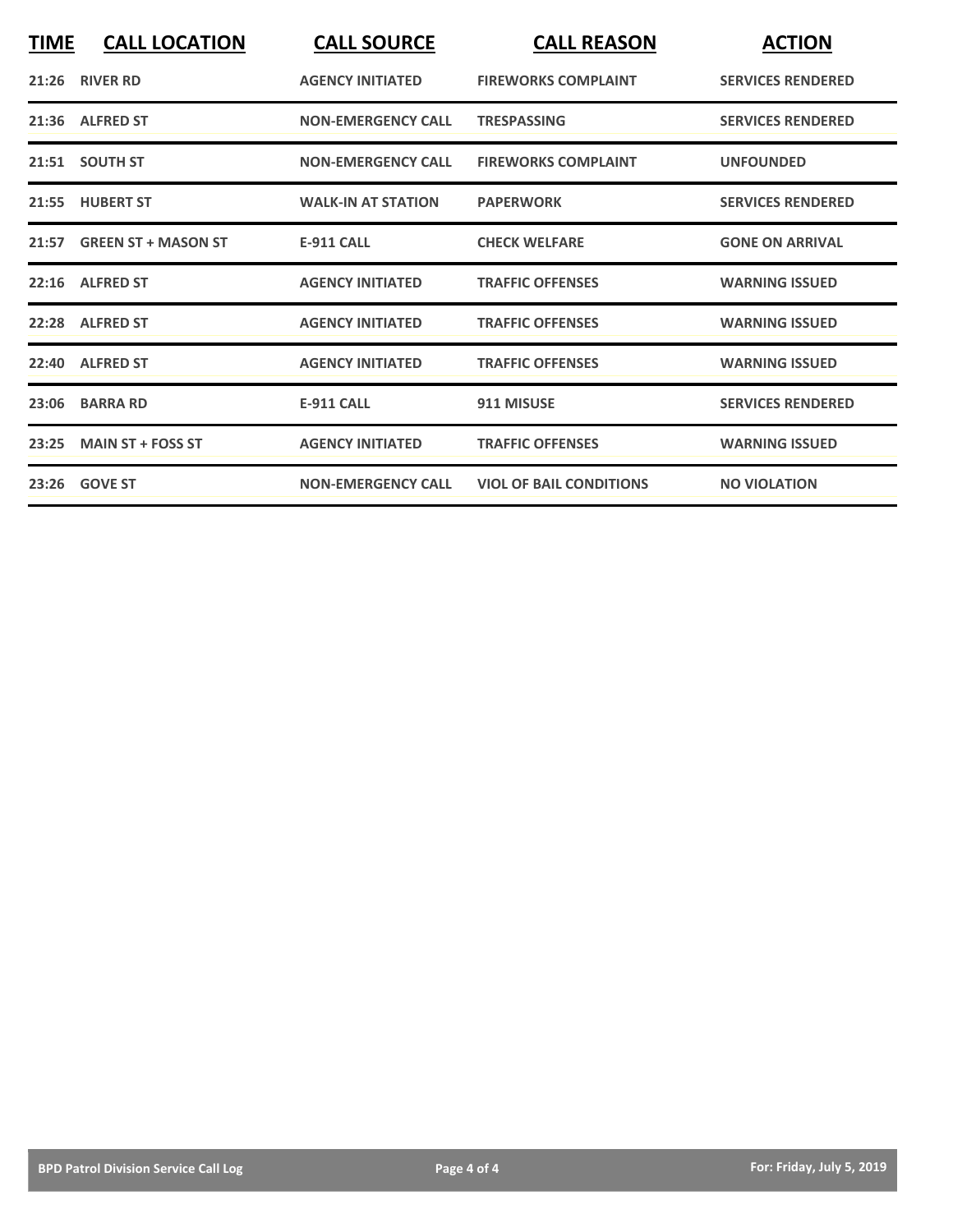| TIME | CALL LOCATION | CALL SOURCE | CALL REASON | ACTION |
|---|---|---|---|---|
| 21:26 | RIVER RD | AGENCY INITIATED | FIREWORKS COMPLAINT | SERVICES RENDERED |
| 21:36 | ALFRED ST | NON-EMERGENCY CALL | TRESPASSING | SERVICES RENDERED |
| 21:51 | SOUTH ST | NON-EMERGENCY CALL | FIREWORKS COMPLAINT | UNFOUNDED |
| 21:55 | HUBERT ST | WALK-IN AT STATION | PAPERWORK | SERVICES RENDERED |
| 21:57 | GREEN ST + MASON ST | E-911 CALL | CHECK WELFARE | GONE ON ARRIVAL |
| 22:16 | ALFRED ST | AGENCY INITIATED | TRAFFIC OFFENSES | WARNING ISSUED |
| 22:28 | ALFRED ST | AGENCY INITIATED | TRAFFIC OFFENSES | WARNING ISSUED |
| 22:40 | ALFRED ST | AGENCY INITIATED | TRAFFIC OFFENSES | WARNING ISSUED |
| 23:06 | BARRA RD | E-911 CALL | 911 MISUSE | SERVICES RENDERED |
| 23:25 | MAIN ST + FOSS ST | AGENCY INITIATED | TRAFFIC OFFENSES | WARNING ISSUED |
| 23:26 | GOVE ST | NON-EMERGENCY CALL | VIOL OF BAIL CONDITIONS | NO VIOLATION |